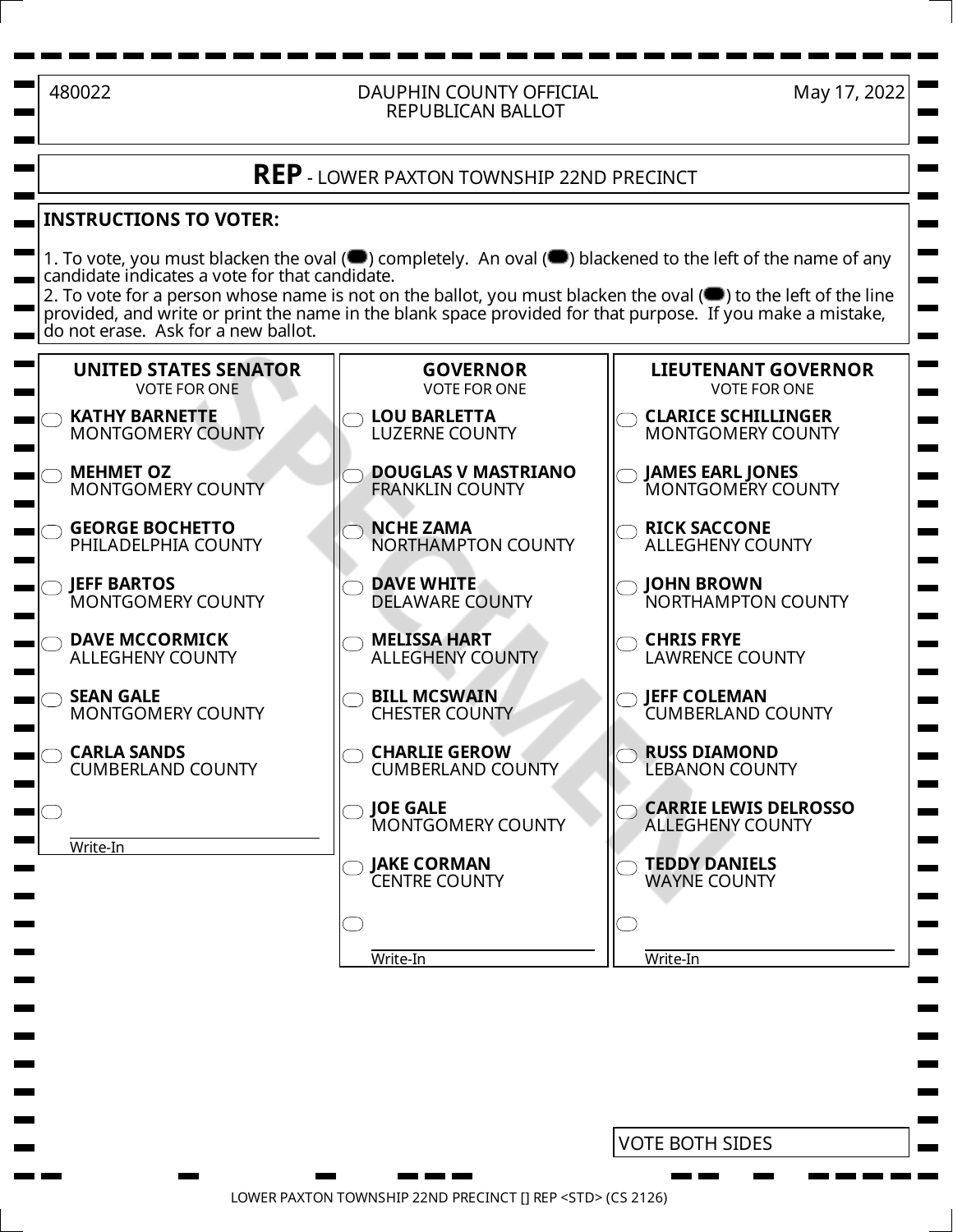480022

DAUPHIN COUNTY OFFICIAL
REPUBLICAN BALLOT

May 17, 2022

# **REP** - LOWER PAXTON TOWNSHIP 22ND PRECINCT

**INSTRUCTIONS TO VOTER:**

1. To vote, you must blacken the oval (⬬) completely. An oval (⬬) blackened to the left of the name of any candidate indicates a vote for that candidate.
2. To vote for a person whose name is not on the ballot, you must blacken the oval (⬬) to the left of the line provided, and write or print the name in the blank space provided for that purpose. If you make a mistake, do not erase. Ask for a new ballot.

## UNITED STATES SENATOR
VOTE FOR ONE

- **KATHY BARNETTE** MONTGOMERY COUNTY
- **MEHMET OZ** MONTGOMERY COUNTY
- **GEORGE BOCHETTO** PHILADELPHIA COUNTY
- **JEFF BARTOS** MONTGOMERY COUNTY
- **DAVE MCCORMICK** ALLEGHENY COUNTY
- **SEAN GALE** MONTGOMERY COUNTY
- **CARLA SANDS** CUMBERLAND COUNTY
- Write-In

## GOVERNOR
VOTE FOR ONE

- **LOU BARLETTA** LUZERNE COUNTY
- **DOUGLAS V MASTRIANO** FRANKLIN COUNTY
- **NCHE ZAMA** NORTHAMPTON COUNTY
- **DAVE WHITE** DELAWARE COUNTY
- **MELISSA HART** ALLEGHENY COUNTY
- **BILL MCSWAIN** CHESTER COUNTY
- **CHARLIE GEROW** CUMBERLAND COUNTY
- **JOE GALE** MONTGOMERY COUNTY
- **JAKE CORMAN** CENTRE COUNTY
- Write-In

## LIEUTENANT GOVERNOR
VOTE FOR ONE

- **CLARICE SCHILLINGER** MONTGOMERY COUNTY
- **JAMES EARL JONES** MONTGOMERY COUNTY
- **RICK SACCONE** ALLEGHENY COUNTY
- **JOHN BROWN** NORTHAMPTON COUNTY
- **CHRIS FRYE** LAWRENCE COUNTY
- **JEFF COLEMAN** CUMBERLAND COUNTY
- **RUSS DIAMOND** LEBANON COUNTY
- **CARRIE LEWIS DELROSSO** ALLEGHENY COUNTY
- **TEDDY DANIELS** WAYNE COUNTY
- Write-In

VOTE BOTH SIDES

LOWER PAXTON TOWNSHIP 22ND PRECINCT [] REP <STD> (CS 2126)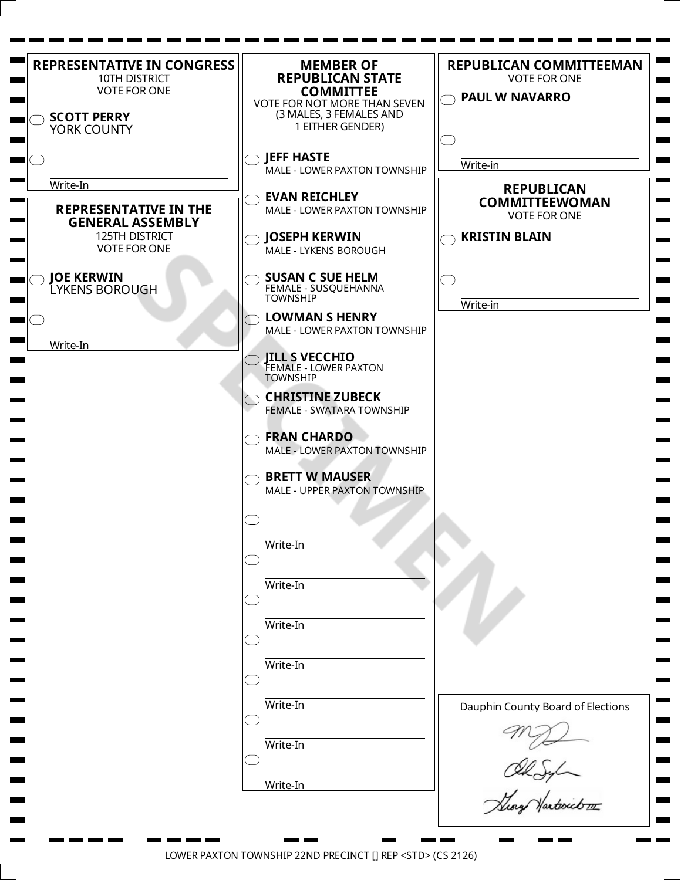## REPRESENTATIVE IN CONGRESS

10TH DISTRICT
VOTE FOR ONE

- **SCOTT PERRY**
  YORK COUNTY
- Write-In

## REPRESENTATIVE IN THE GENERAL ASSEMBLY

125TH DISTRICT
VOTE FOR ONE

- **JOE KERWIN**
  LYKENS BOROUGH
- Write-In

## MEMBER OF REPUBLICAN STATE COMMITTEE

VOTE FOR NOT MORE THAN SEVEN
(3 MALES, 3 FEMALES AND
1 EITHER GENDER)

- **JEFF HASTE**
  MALE - LOWER PAXTON TOWNSHIP
- **EVAN REICHLEY**
  MALE - LOWER PAXTON TOWNSHIP
- **JOSEPH KERWIN**
  MALE - LYKENS BOROUGH
- **SUSAN C SUE HELM**
  FEMALE - SUSQUEHANNA TOWNSHIP
- **LOWMAN S HENRY**
  MALE - LOWER PAXTON TOWNSHIP
- **JILL S VECCHIO**
  FEMALE - LOWER PAXTON TOWNSHIP
- **CHRISTINE ZUBECK**
  FEMALE - SWATARA TOWNSHIP
- **FRAN CHARDO**
  MALE - LOWER PAXTON TOWNSHIP
- **BRETT W MAUSER**
  MALE - UPPER PAXTON TOWNSHIP
- Write-In
- Write-In
- Write-In
- Write-In
- Write-In
- Write-In
- Write-In

## REPUBLICAN COMMITTEEMAN

VOTE FOR ONE

- **PAUL W NAVARRO**
- Write-in

## REPUBLICAN COMMITTEEWOMAN

VOTE FOR ONE

- **KRISTIN BLAIN**
- Write-in

SPECIMEN

Dauphin County Board of Elections

LOWER PAXTON TOWNSHIP 22ND PRECINCT [] REP <STD> (CS 2126)